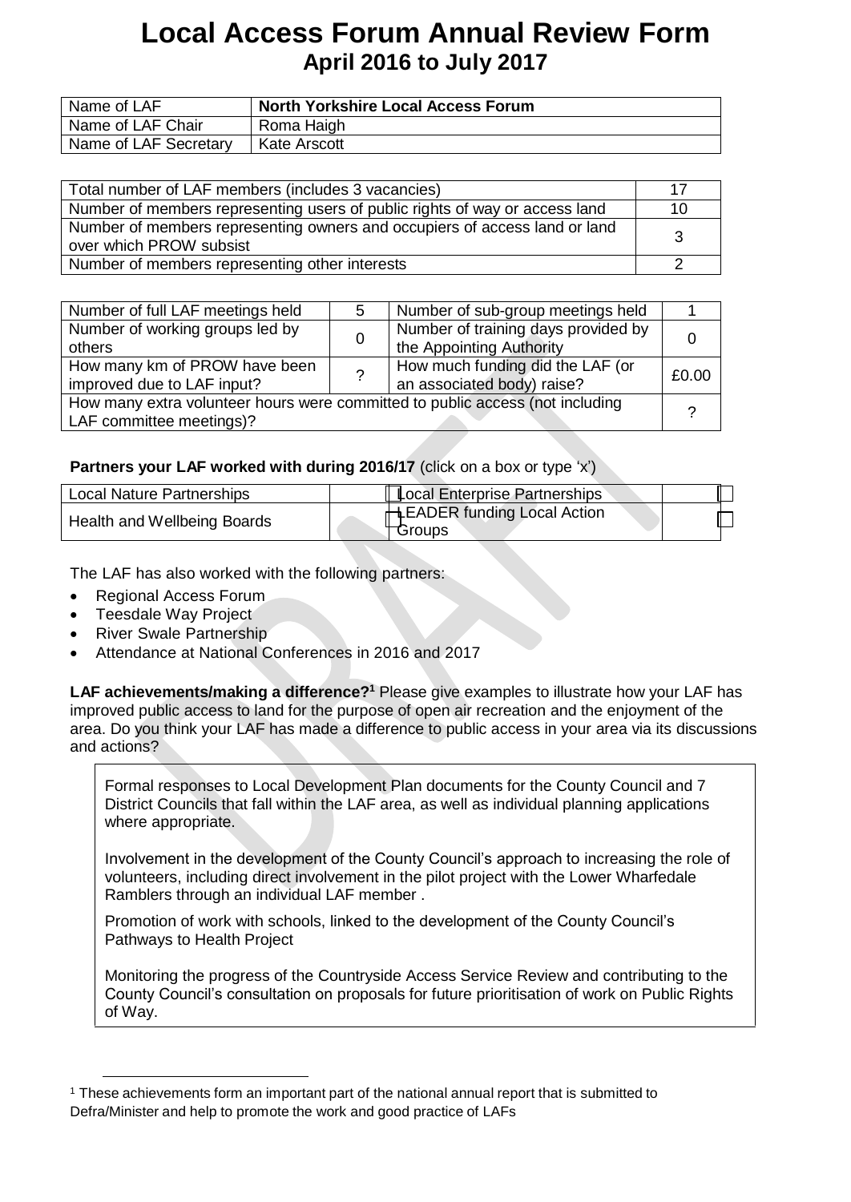# Local Access Forum Annual Review Form

## April 2016 to July 2017

| Name of LAF | **North Yorkshire Local Access Forum** |
|---|---|
| Name of LAF Chair | Roma Haigh |
| Name of LAF Secretary | Kate Arscott |

| Total number of LAF members (includes 3 vacancies) | 17 |
|---|---|
| Number of members representing users of public rights of way or access land | 10 |
| Number of members representing owners and occupiers of access land or land over which PROW subsist | 3 |
| Number of members representing other interests | 2 |

| Number of full LAF meetings held | 5 | Number of sub-group meetings held | 1 |
|---|---|---|---|
| Number of working groups led by others | 0 | Number of training days provided by the Appointing Authority | 0 |
| How many km of PROW have been improved due to LAF input? | ? | How much funding did the LAF (or an associated body) raise? | £0.00 |
| How many extra volunteer hours were committed to public access (not including LAF committee meetings)? | | | ? |

**Partners your LAF worked with during 2016/17** (click on a box or type 'x')

| Local Nature Partnerships | ☐ | Local Enterprise Partnerships | ☐ |
|---|---|---|---|
| Health and Wellbeing Boards | ☐ | LEADER funding Local Action Groups | ☐ |

The LAF has also worked with the following partners:

- Regional Access Forum
- Teesdale Way Project
- River Swale Partnership
- Attendance at National Conferences in 2016 and 2017

**LAF achievements/making a difference?**[1] Please give examples to illustrate how your LAF has improved public access to land for the purpose of open air recreation and the enjoyment of the area. Do you think your LAF has made a difference to public access in your area via its discussions and actions?

Formal responses to Local Development Plan documents for the County Council and 7 District Councils that fall within the LAF area, as well as individual planning applications where appropriate.

Involvement in the development of the County Council's approach to increasing the role of volunteers, including direct involvement in the pilot project with the Lower Wharfedale Ramblers through an individual LAF member .

Promotion of work with schools, linked to the development of the County Council's Pathways to Health Project

Monitoring the progress of the Countryside Access Service Review and contributing to the County Council's consultation on proposals for future prioritisation of work on Public Rights of Way.

[1] These achievements form an important part of the national annual report that is submitted to Defra/Minister and help to promote the work and good practice of LAFs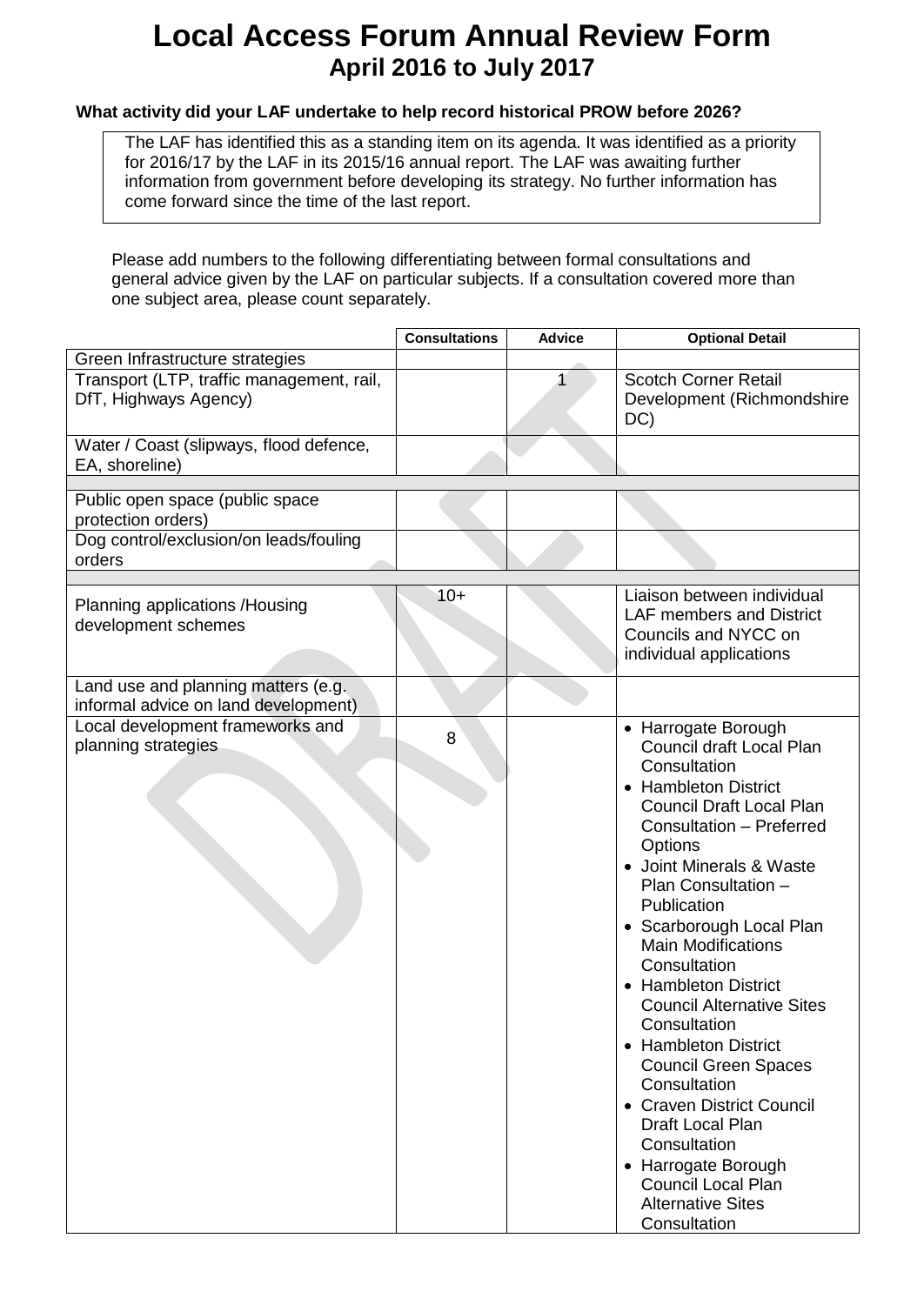# Local Access Forum Annual Review Form

## April 2016 to July 2017

**What activity did your LAF undertake to help record historical PROW before 2026?**

The LAF has identified this as a standing item on its agenda. It was identified as a priority for 2016/17 by the LAF in its 2015/16 annual report. The LAF was awaiting further information from government before developing its strategy. No further information has come forward since the time of the last report.

Please add numbers to the following differentiating between formal consultations and general advice given by the LAF on particular subjects. If a consultation covered more than one subject area, please count separately.

| | Consultations | Advice | Optional Detail |
|---|---|---|---|
| Green Infrastructure strategies | | | |
| Transport (LTP, traffic management, rail, DfT, Highways Agency) | | 1 | Scotch Corner Retail Development (Richmondshire DC) |
| Water / Coast (slipways, flood defence, EA, shoreline) | | | |
| | | | |
| Public open space (public space protection orders) | | | |
| Dog control/exclusion/on leads/fouling orders | | | |
| | | | |
| Planning applications /Housing development schemes | 10+ | | Liaison between individual LAF members and District Councils and NYCC on individual applications |
| Land use and planning matters (e.g. informal advice on land development) | | | |
| Local development frameworks and planning strategies | 8 | | • Harrogate Borough Council draft Local Plan Consultation<br>• Hambleton District Council Draft Local Plan Consultation – Preferred Options<br>• Joint Minerals & Waste Plan Consultation – Publication<br>• Scarborough Local Plan Main Modifications Consultation<br>• Hambleton District Council Alternative Sites Consultation<br>• Hambleton District Council Green Spaces Consultation<br>• Craven District Council Draft Local Plan Consultation<br>• Harrogate Borough Council Local Plan Alternative Sites Consultation |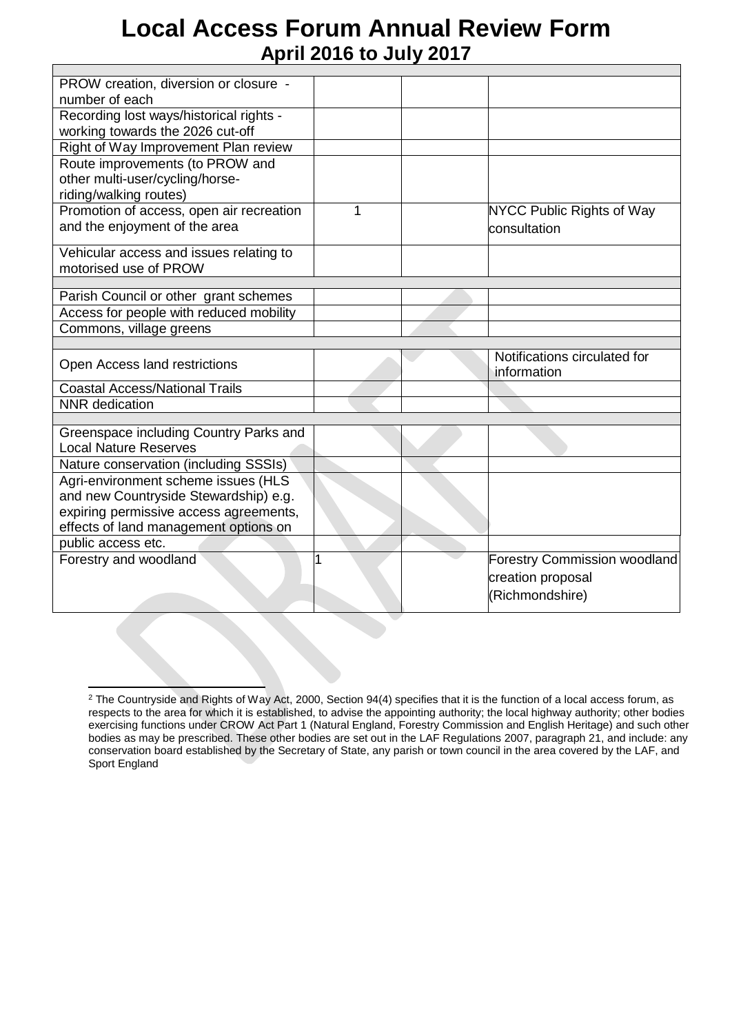# Local Access Forum Annual Review Form

## April 2016 to July 2017

| | | | |
|---|---|---|---|
| PROW creation, diversion or closure - number of each | | | |
| Recording lost ways/historical rights - working towards the 2026 cut-off | | | |
| Right of Way Improvement Plan review | | | |
| Route improvements (to PROW and other multi-user/cycling/horse-riding/walking routes) | | | |
| Promotion of access, open air recreation and the enjoyment of the area | 1 | | NYCC Public Rights of Way consultation |
| Vehicular access and issues relating to motorised use of PROW | | | |
| | | | |
| Parish Council or other grant schemes | | | |
| Access for people with reduced mobility | | | |
| Commons, village greens | | | |
| | | | |
| Open Access land restrictions | | | Notifications circulated for information |
| Coastal Access/National Trails | | | |
| NNR dedication | | | |
| | | | |
| Greenspace including Country Parks and Local Nature Reserves | | | |
| Nature conservation (including SSSIs) | | | |
| Agri-environment scheme issues (HLS and new Countryside Stewardship) e.g. expiring permissive access agreements, effects of land management options on public access etc. | | | |
| Forestry and woodland | 1 | | Forestry Commission woodland creation proposal (Richmondshire) |

[2] The Countryside and Rights of Way Act, 2000, Section 94(4) specifies that it is the function of a local access forum, as respects to the area for which it is established, to advise the appointing authority; the local highway authority; other bodies exercising functions under CROW Act Part 1 (Natural England, Forestry Commission and English Heritage) and such other bodies as may be prescribed. These other bodies are set out in the LAF Regulations 2007, paragraph 21, and include: any conservation board established by the Secretary of State, any parish or town council in the area covered by the LAF, and Sport England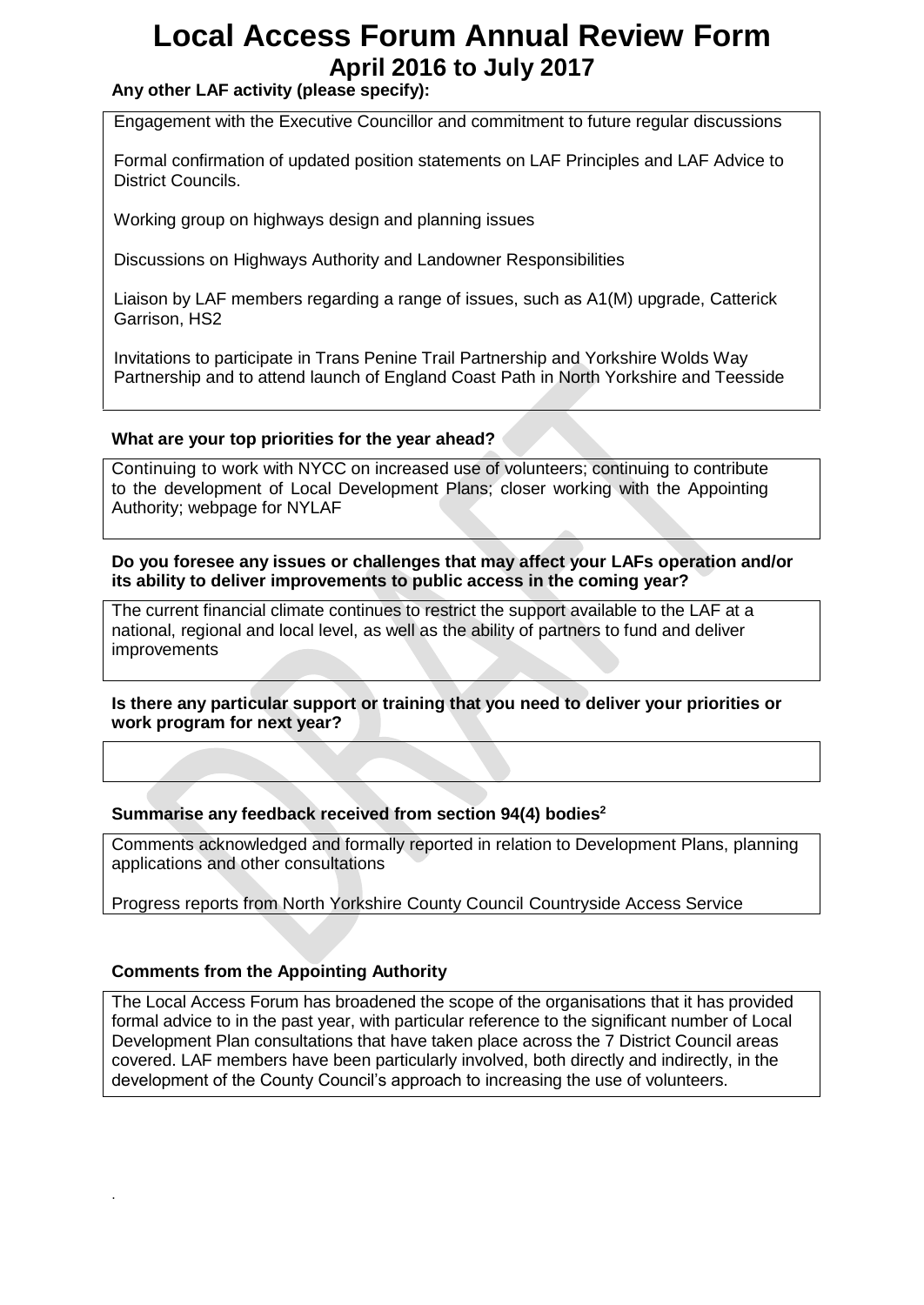# Local Access Forum Annual Review Form

## April 2016 to July 2017

**Any other LAF activity (please specify):**

Engagement with the Executive Councillor and commitment to future regular discussions

Formal confirmation of updated position statements on LAF Principles and LAF Advice to District Councils.

Working group on highways design and planning issues

Discussions on Highways Authority and Landowner Responsibilities

Liaison by LAF members regarding a range of issues, such as A1(M) upgrade, Catterick Garrison, HS2

Invitations to participate in Trans Penine Trail Partnership and Yorkshire Wolds Way Partnership and to attend launch of England Coast Path in North Yorkshire and Teesside

**What are your top priorities for the year ahead?**

Continuing to work with NYCC on increased use of volunteers; continuing to contribute to the development of Local Development Plans; closer working with the Appointing Authority; webpage for NYLAF

**Do you foresee any issues or challenges that may affect your LAFs operation and/or its ability to deliver improvements to public access in the coming year?**

The current financial climate continues to restrict the support available to the LAF at a national, regional and local level, as well as the ability of partners to fund and deliver improvements

**Is there any particular support or training that you need to deliver your priorities or work program for next year?**

**Summarise any feedback received from section 94(4) bodies[2]**

Comments acknowledged and formally reported in relation to Development Plans, planning applications and other consultations

Progress reports from North Yorkshire County Council Countryside Access Service

**Comments from the Appointing Authority**

The Local Access Forum has broadened the scope of the organisations that it has provided formal advice to in the past year, with particular reference to the significant number of Local Development Plan consultations that have taken place across the 7 District Council areas covered. LAF members have been particularly involved, both directly and indirectly, in the development of the County Council's approach to increasing the use of volunteers.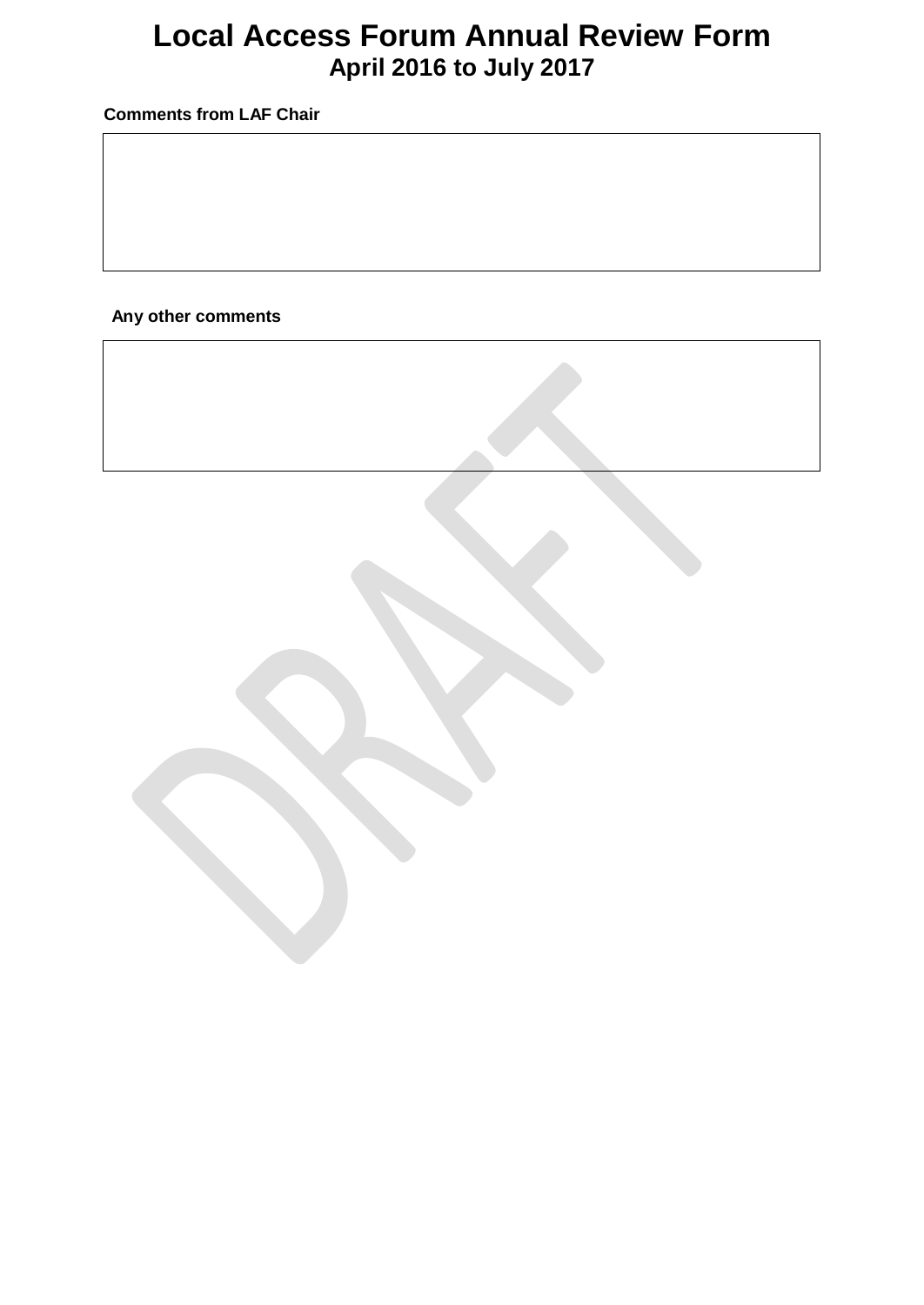# Local Access Forum Annual Review Form

## April 2016 to July 2017

**Comments from LAF Chair**

| |
|---|
| |

**Any other comments**

| |
|---|
| |